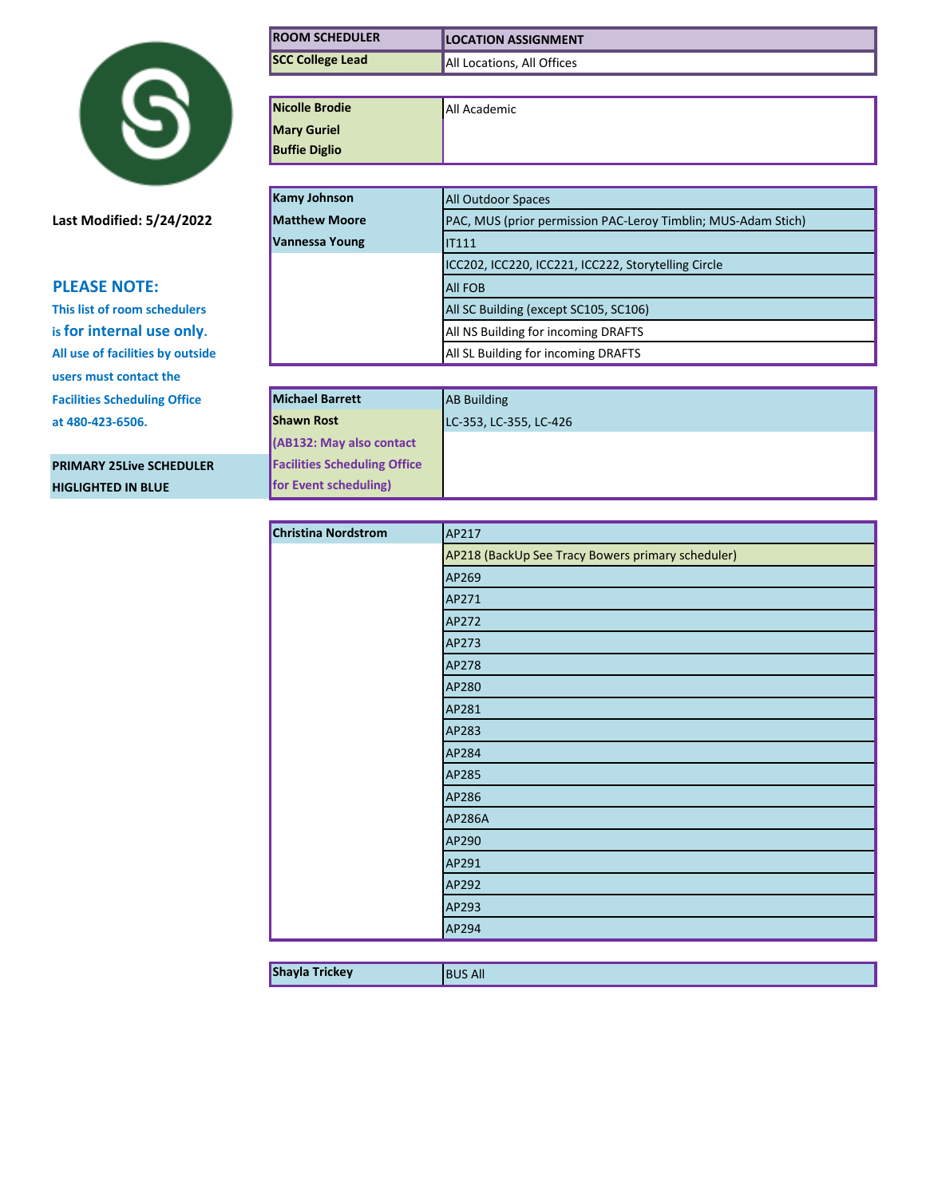Last Modified: 5/24/2022

**PLEASE NOTE:**

This list of room schedulers is **for internal use only.** All use of facilities by outside users must contact the Facilities Scheduling Office at 480-423-6506.

**PRIMARY 25Live SCHEDULER HIGLIGHTED IN BLUE**

| ROOM SCHEDULER | LOCATION ASSIGNMENT |
|---|---|
| SCC College Lead | All Locations, All Offices |

| ROOM SCHEDULER | LOCATION ASSIGNMENT |
|---|---|
| Nicolle Brodie<br>Mary Guriel<br>Buffie Diglio | All Academic |

| ROOM SCHEDULER | LOCATION ASSIGNMENT |
|---|---|
| Kamy Johnson | All Outdoor Spaces |
| Matthew Moore | PAC, MUS (prior permission PAC-Leroy Timblin; MUS-Adam Stich) |
| Vannessa Young | IT111 |
| | ICC202, ICC220, ICC221, ICC222, Storytelling Circle |
| | All FOB |
| | All SC Building (except SC105, SC106) |
| | All NS Building for incoming DRAFTS |
| | All SL Building for incoming DRAFTS |

| ROOM SCHEDULER | LOCATION ASSIGNMENT |
|---|---|
| Michael Barrett | AB Building |
| Shawn Rost | LC-353, LC-355, LC-426 |
| (AB132: May also contact Facilities Scheduling Office for Event scheduling) | |

| ROOM SCHEDULER | LOCATION ASSIGNMENT |
|---|---|
| Christina Nordstrom | AP217 |
| | AP218 (BackUp See Tracy Bowers primary scheduler) |
| | AP269 |
| | AP271 |
| | AP272 |
| | AP273 |
| | AP278 |
| | AP280 |
| | AP281 |
| | AP283 |
| | AP284 |
| | AP285 |
| | AP286 |
| | AP286A |
| | AP290 |
| | AP291 |
| | AP292 |
| | AP293 |
| | AP294 |

| ROOM SCHEDULER | LOCATION ASSIGNMENT |
|---|---|
| Shayla Trickey | BUS All |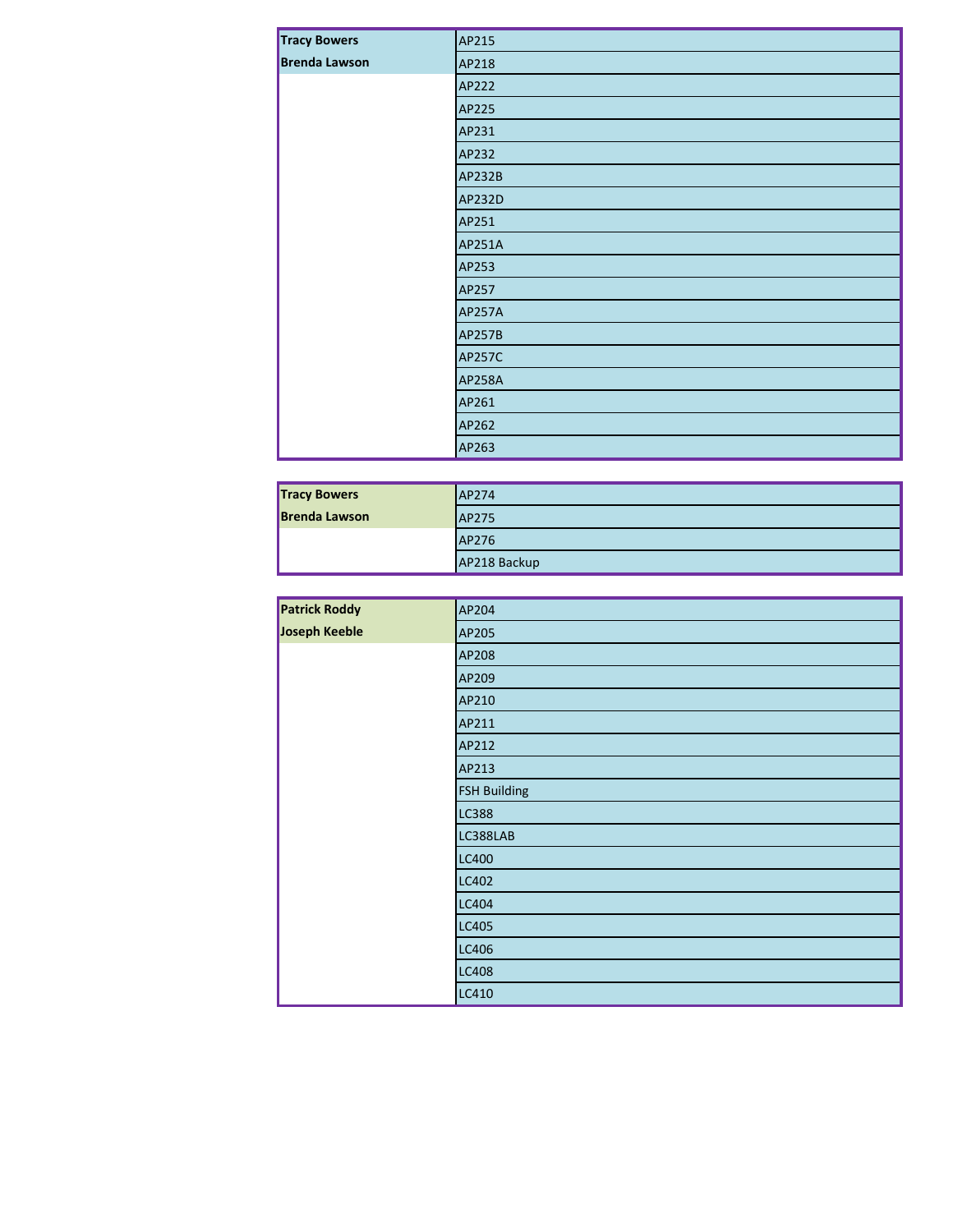| | |
|---|---|
| **Tracy Bowers** | AP215 |
| **Brenda Lawson** | AP218 |
| | AP222 |
| | AP225 |
| | AP231 |
| | AP232 |
| | AP232B |
| | AP232D |
| | AP251 |
| | AP251A |
| | AP253 |
| | AP257 |
| | AP257A |
| | AP257B |
| | AP257C |
| | AP258A |
| | AP261 |
| | AP262 |
| | AP263 |

| | |
|---|---|
| **Tracy Bowers** | AP274 |
| **Brenda Lawson** | AP275 |
| | AP276 |
| | AP218 Backup |

| | |
|---|---|
| **Patrick Roddy** | AP204 |
| **Joseph Keeble** | AP205 |
| | AP208 |
| | AP209 |
| | AP210 |
| | AP211 |
| | AP212 |
| | AP213 |
| | FSH Building |
| | LC388 |
| | LC388LAB |
| | LC400 |
| | LC402 |
| | LC404 |
| | LC405 |
| | LC406 |
| | LC408 |
| | LC410 |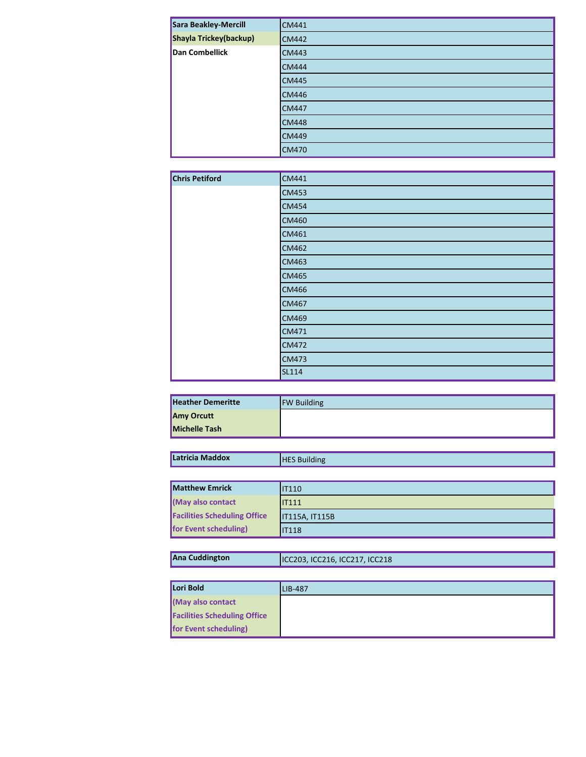| | |
|---|---|
| **Sara Beakley-Mercill** | CM441 |
| **Shayla Trickey(backup)** | CM442 |
| **Dan Combellick** | CM443 |
| | CM444 |
| | CM445 |
| | CM446 |
| | CM447 |
| | CM448 |
| | CM449 |
| | CM470 |

| | |
|---|---|
| **Chris Petiford** | CM441 |
| | CM453 |
| | CM454 |
| | CM460 |
| | CM461 |
| | CM462 |
| | CM463 |
| | CM465 |
| | CM466 |
| | CM467 |
| | CM469 |
| | CM471 |
| | CM472 |
| | CM473 |
| | SL114 |

| | |
|---|---|
| **Heather Demeritte** | FW Building |
| **Amy Orcutt** | |
| **Michelle Tash** | |

| | |
|---|---|
| **Latricia Maddox** | HES Building |

| | |
|---|---|
| **Matthew Emrick** | IT110 |
| **(May also contact** | IT111 |
| **Facilities Scheduling Office** | IT115A, IT115B |
| **for Event scheduling)** | IT118 |

| | |
|---|---|
| **Ana Cuddington** | ICC203, ICC216, ICC217, ICC218 |

| | |
|---|---|
| **Lori Bold** | LIB-487 |
| **(May also contact** | |
| **Facilities Scheduling Office** | |
| **for Event scheduling)** | |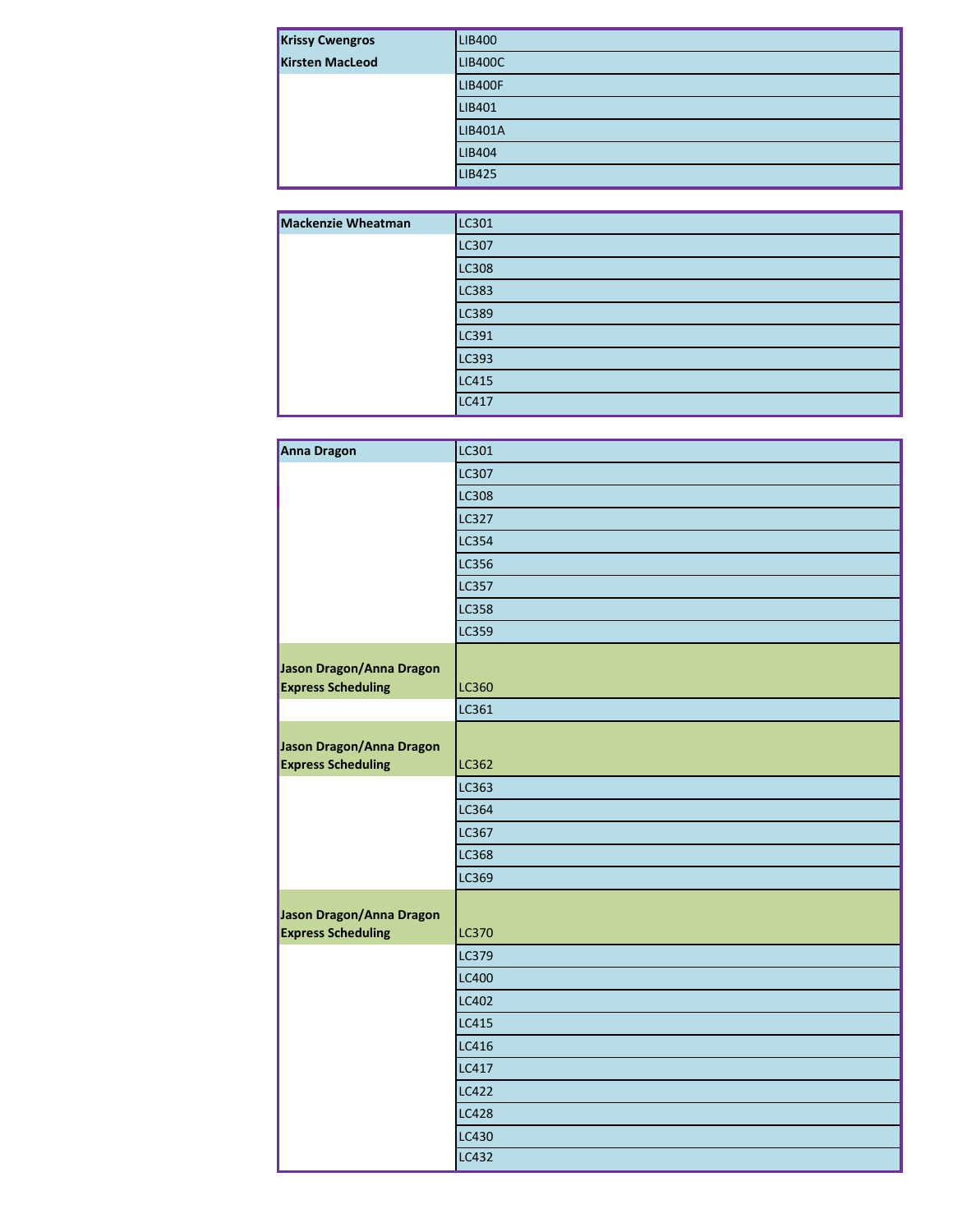| Krissy Cwengros<br>Kirsten MacLeod | LIB400 |
| --- | --- |
| | LIB400C |
| | LIB400F |
| | LIB401 |
| | LIB401A |
| | LIB404 |
| | LIB425 |

| Mackenzie Wheatman | LC301 |
| --- | --- |
| | LC307 |
| | LC308 |
| | LC383 |
| | LC389 |
| | LC391 |
| | LC393 |
| | LC415 |
| | LC417 |

| Anna Dragon | LC301 |
| --- | --- |
| | LC307 |
| | LC308 |
| | LC327 |
| | LC354 |
| | LC356 |
| | LC357 |
| | LC358 |
| | LC359 |
| Jason Dragon/Anna Dragon<br>Express Scheduling | LC360 |
| | LC361 |
| Jason Dragon/Anna Dragon<br>Express Scheduling | LC362 |
| | LC363 |
| | LC364 |
| | LC367 |
| | LC368 |
| | LC369 |
| Jason Dragon/Anna Dragon<br>Express Scheduling | LC370 |
| | LC379 |
| | LC400 |
| | LC402 |
| | LC415 |
| | LC416 |
| | LC417 |
| | LC422 |
| | LC428 |
| | LC430 |
| | LC432 |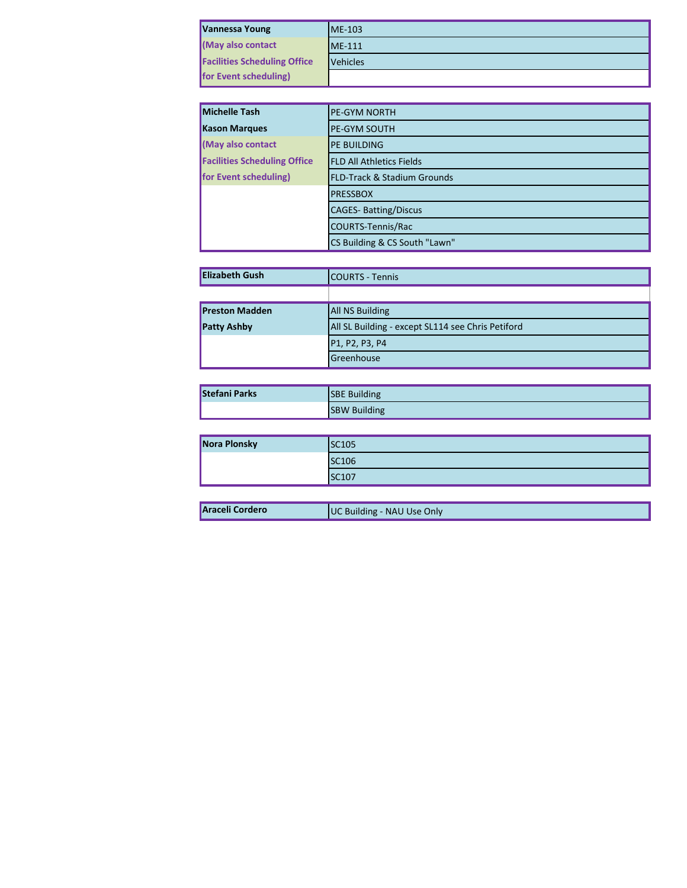| | |
|---|---|
| **Vannessa Young** | ME-103 |
| **(May also contact** | ME-111 |
| **Facilities Scheduling Office** | Vehicles |
| **for Event scheduling)** | |

| | |
|---|---|
| **Michelle Tash** | PE-GYM NORTH |
| **Kason Marques** | PE-GYM SOUTH |
| **(May also contact** | PE BUILDING |
| **Facilities Scheduling Office** | FLD All Athletics Fields |
| **for Event scheduling)** | FLD-Track & Stadium Grounds |
| | PRESSBOX |
| | CAGES- Batting/Discus |
| | COURTS-Tennis/Rac |
| | CS Building & CS South "Lawn" |

| | |
|---|---|
| **Elizabeth Gush** | COURTS - Tennis |

| | |
|---|---|
| **Preston Madden** | All NS Building |
| **Patty Ashby** | All SL Building - except SL114 see Chris Petiford |
| | P1, P2, P3, P4 |
| | Greenhouse |

| | |
|---|---|
| **Stefani Parks** | SBE Building |
| | SBW Building |

| | |
|---|---|
| **Nora Plonsky** | SC105 |
| | SC106 |
| | SC107 |

| | |
|---|---|
| **Araceli Cordero** | UC Building - NAU Use Only |